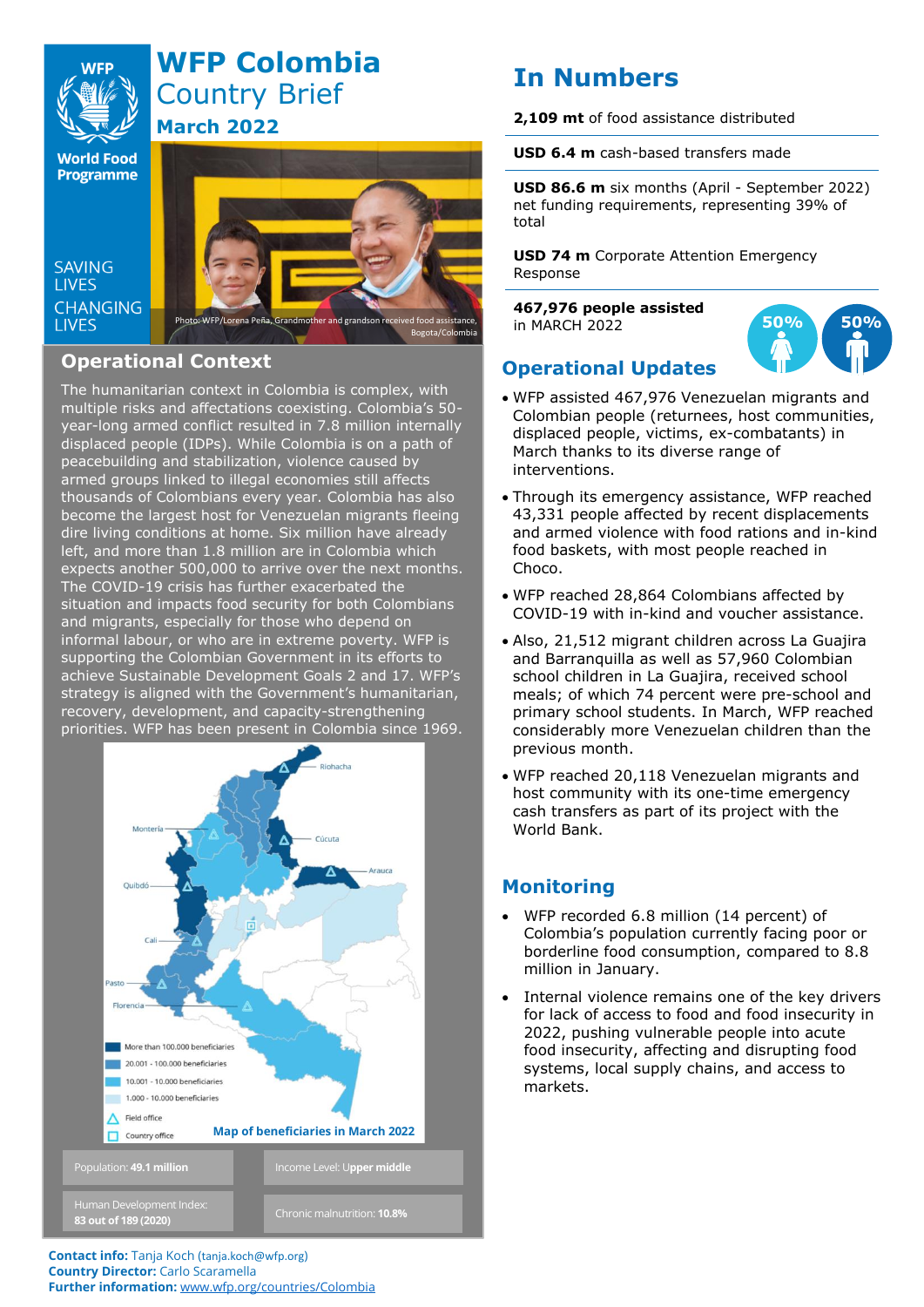# WFP Colombia Country Brief

## March 2022

World Food Programme

SAVING LIVES CHANGING LIVES

Photo: WFP/Lorena Peña, Grandmother and grandson received food assistance, Bogota/Colombia

## Operational Context

The humanitarian context in Colombia is complex, with multiple risks and affectations coexisting. Colombia's 50-year-long armed conflict resulted in 7.8 million internally displaced people (IDPs). While Colombia is on a path of peacebuilding and stabilization, violence caused by armed groups linked to illegal economies still affects thousands of Colombians every year. Colombia has also become the largest host for Venezuelan migrants fleeing dire living conditions at home. Six million have already left, and more than 1.8 million are in Colombia which expects another 500,000 to arrive over the next months. The COVID-19 crisis has further exacerbated the situation and impacts food security for both Colombians and migrants, especially for those who depend on informal labour, or who are in extreme poverty. WFP is supporting the Colombian Government in its efforts to achieve Sustainable Development Goals 2 and 17. WFP's strategy is aligned with the Government's humanitarian, recovery, development, and capacity-strengthening priorities. WFP has been present in Colombia since 1969.

Riohacha
Montería
Cúcuta
Arauca
Quibdó
Cali
Pasto
Florencia

More than 100.000 beneficiaries
20.001 - 100.000 beneficiaries
10.001 - 10.000 beneficiaries
1.000 - 10.000 beneficiaries
Field office
Country office

Map of beneficiaries in March 2022

Population: **49.1 million**

Income Level: **Upper middle**

Human Development Index: **83 out of 189 (2020)**

Chronic malnutrition: **10.8%**

**Contact info:** Tanja Koch (tanja.koch@wfp.org)
**Country Director:** Carlo Scaramella
**Further information:** www.wfp.org/countries/Colombia

# In Numbers

**2,109 mt** of food assistance distributed

**USD 6.4 m** cash-based transfers made

**USD 86.6 m** six months (April - September 2022) net funding requirements, representing 39% of total

**USD 74 m** Corporate Attention Emergency Response

**467,976 people assisted** in MARCH 2022

50% 50%

## Operational Updates

- WFP assisted 467,976 Venezuelan migrants and Colombian people (returnees, host communities, displaced people, victims, ex-combatants) in March thanks to its diverse range of interventions.
- Through its emergency assistance, WFP reached 43,331 people affected by recent displacements and armed violence with food rations and in-kind food baskets, with most people reached in Choco.
- WFP reached 28,864 Colombians affected by COVID-19 with in-kind and voucher assistance.
- Also, 21,512 migrant children across La Guajira and Barranquilla as well as 57,960 Colombian school children in La Guajira, received school meals; of which 74 percent were pre-school and primary school students. In March, WFP reached considerably more Venezuelan children than the previous month.
- WFP reached 20,118 Venezuelan migrants and host community with its one-time emergency cash transfers as part of its project with the World Bank.

## Monitoring

- WFP recorded 6.8 million (14 percent) of Colombia's population currently facing poor or borderline food consumption, compared to 8.8 million in January.
- Internal violence remains one of the key drivers for lack of access to food and food insecurity in 2022, pushing vulnerable people into acute food insecurity, affecting and disrupting food systems, local supply chains, and access to markets.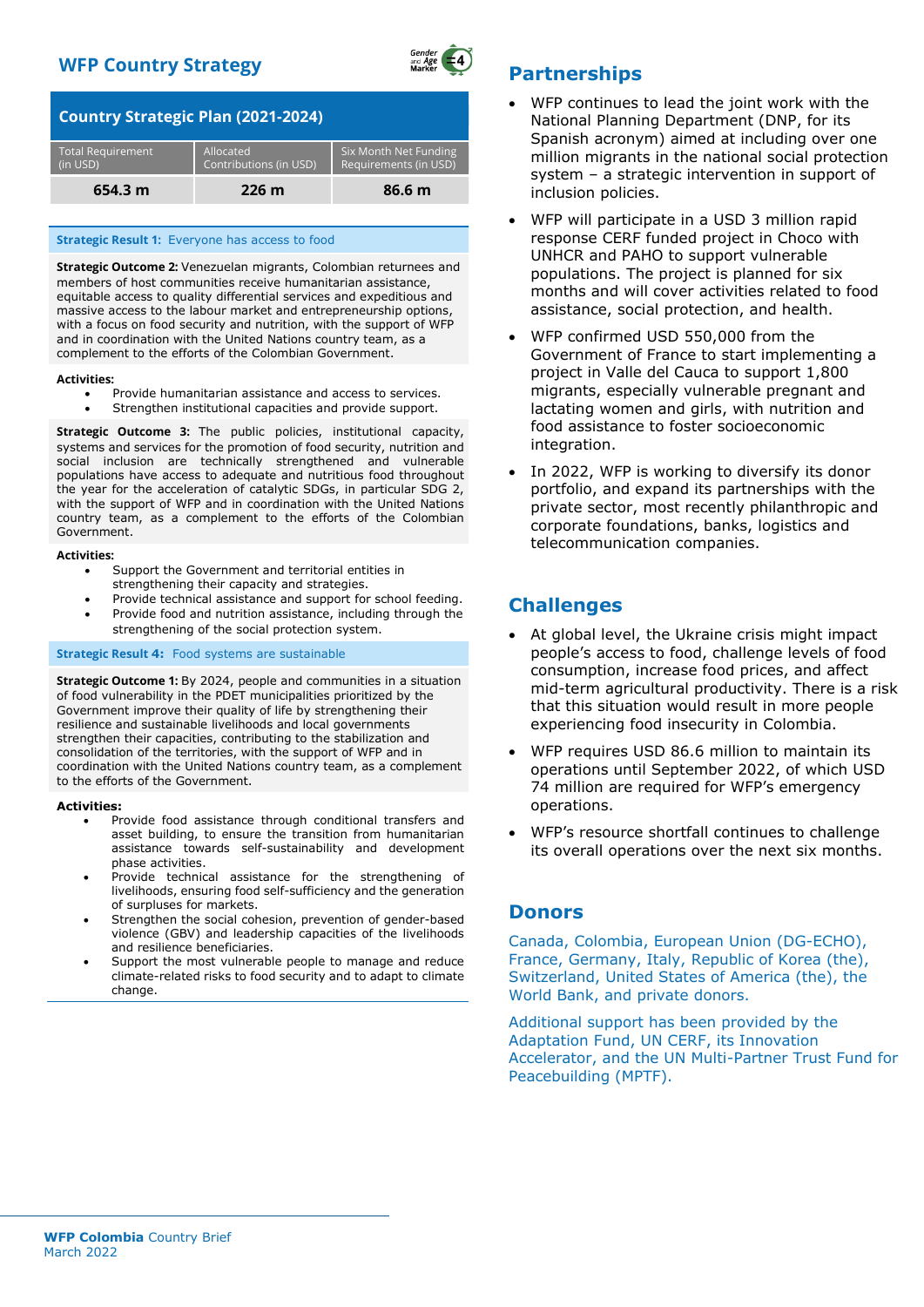## WFP Country Strategy

### Country Strategic Plan (2021-2024)

| Total Requirement (in USD) | Allocated Contributions (in USD) | Six Month Net Funding Requirements (in USD) |
|---|---|---|
| 654.3 m | 226 m | 86.6 m |

**Strategic Result 1:** Everyone has access to food

**Strategic Outcome 2:** Venezuelan migrants, Colombian returnees and members of host communities receive humanitarian assistance, equitable access to quality differential services and expeditious and massive access to the labour market and entrepreneurship options, with a focus on food security and nutrition, with the support of WFP and in coordination with the United Nations country team, as a complement to the efforts of the Colombian Government.

**Activities:**

- Provide humanitarian assistance and access to services.
- Strengthen institutional capacities and provide support.

**Strategic Outcome 3:** The public policies, institutional capacity, systems and services for the promotion of food security, nutrition and social inclusion are technically strengthened and vulnerable populations have access to adequate and nutritious food throughout the year for the acceleration of catalytic SDGs, in particular SDG 2, with the support of WFP and in coordination with the United Nations country team, as a complement to the efforts of the Colombian Government.

**Activities:**

- Support the Government and territorial entities in strengthening their capacity and strategies.
- Provide technical assistance and support for school feeding.
- Provide food and nutrition assistance, including through the strengthening of the social protection system.

**Strategic Result 4:** Food systems are sustainable

**Strategic Outcome 1:** By 2024, people and communities in a situation of food vulnerability in the PDET municipalities prioritized by the Government improve their quality of life by strengthening their resilience and sustainable livelihoods and local governments strengthen their capacities, contributing to the stabilization and consolidation of the territories, with the support of WFP and in coordination with the United Nations country team, as a complement to the efforts of the Government.

**Activities:**

- Provide food assistance through conditional transfers and asset building, to ensure the transition from humanitarian assistance towards self-sustainability and development phase activities.
- Provide technical assistance for the strengthening of livelihoods, ensuring food self-sufficiency and the generation of surpluses for markets.
- Strengthen the social cohesion, prevention of gender-based violence (GBV) and leadership capacities of the livelihoods and resilience beneficiaries.
- Support the most vulnerable people to manage and reduce climate-related risks to food security and to adapt to climate change.

## Partnerships

- WFP continues to lead the joint work with the National Planning Department (DNP, for its Spanish acronym) aimed at including over one million migrants in the national social protection system – a strategic intervention in support of inclusion policies.
- WFP will participate in a USD 3 million rapid response CERF funded project in Choco with UNHCR and PAHO to support vulnerable populations. The project is planned for six months and will cover activities related to food assistance, social protection, and health.
- WFP confirmed USD 550,000 from the Government of France to start implementing a project in Valle del Cauca to support 1,800 migrants, especially vulnerable pregnant and lactating women and girls, with nutrition and food assistance to foster socioeconomic integration.
- In 2022, WFP is working to diversify its donor portfolio, and expand its partnerships with the private sector, most recently philanthropic and corporate foundations, banks, logistics and telecommunication companies.

## Challenges

- At global level, the Ukraine crisis might impact people's access to food, challenge levels of food consumption, increase food prices, and affect mid-term agricultural productivity. There is a risk that this situation would result in more people experiencing food insecurity in Colombia.
- WFP requires USD 86.6 million to maintain its operations until September 2022, of which USD 74 million are required for WFP's emergency operations.
- WFP's resource shortfall continues to challenge its overall operations over the next six months.

## Donors

Canada, Colombia, European Union (DG-ECHO), France, Germany, Italy, Republic of Korea (the), Switzerland, United States of America (the), the World Bank, and private donors.

Additional support has been provided by the Adaptation Fund, UN CERF, its Innovation Accelerator, and the UN Multi-Partner Trust Fund for Peacebuilding (MPTF).